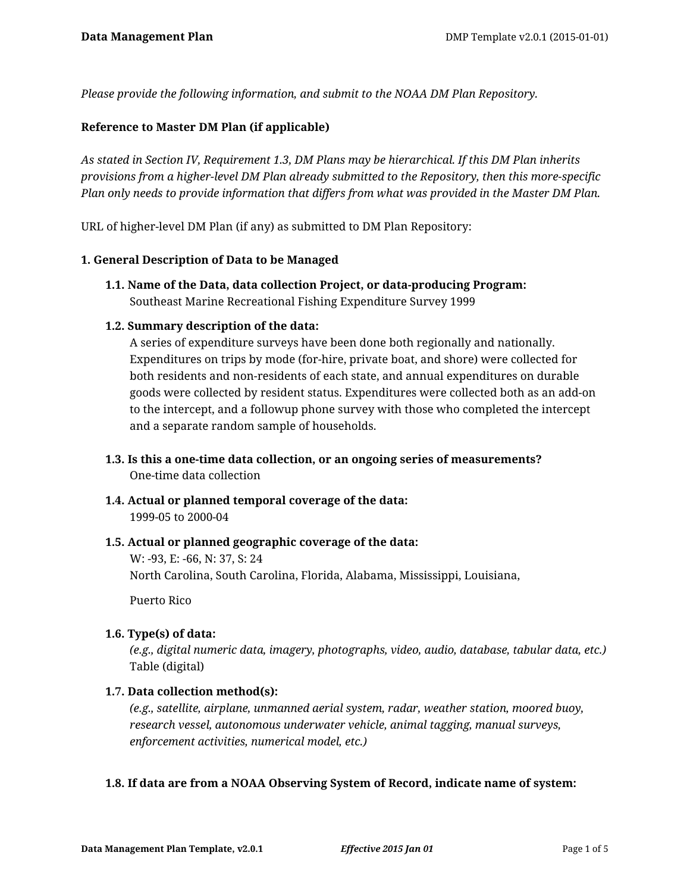*Please provide the following information, and submit to the NOAA DM Plan Repository.*

**Reference to Master DM Plan (if applicable)**

*As stated in Section IV, Requirement 1.3, DM Plans may be hierarchical. If this DM Plan inherits provisions from a higher-level DM Plan already submitted to the Repository, then this more-specific Plan only needs to provide information that differs from what was provided in the Master DM Plan.*

URL of higher-level DM Plan (if any) as submitted to DM Plan Repository:

## 1. General Description of Data to be Managed

### 1.1. Name of the Data, data collection Project, or data-producing Program:

Southeast Marine Recreational Fishing Expenditure Survey 1999

### 1.2. Summary description of the data:

A series of expenditure surveys have been done both regionally and nationally. Expenditures on trips by mode (for-hire, private boat, and shore) were collected for both residents and non-residents of each state, and annual expenditures on durable goods were collected by resident status. Expenditures were collected both as an add-on to the intercept, and a followup phone survey with those who completed the intercept and a separate random sample of households.

### 1.3. Is this a one-time data collection, or an ongoing series of measurements?

One-time data collection

### 1.4. Actual or planned temporal coverage of the data:

1999-05 to 2000-04

### 1.5. Actual or planned geographic coverage of the data:

W: -93, E: -66, N: 37, S: 24
North Carolina, South Carolina, Florida, Alabama, Mississippi, Louisiana,

Puerto Rico

### 1.6. Type(s) of data:

*(e.g., digital numeric data, imagery, photographs, video, audio, database, tabular data, etc.)*
Table (digital)

### 1.7. Data collection method(s):

*(e.g., satellite, airplane, unmanned aerial system, radar, weather station, moored buoy, research vessel, autonomous underwater vehicle, animal tagging, manual surveys, enforcement activities, numerical model, etc.)*

### 1.8. If data are from a NOAA Observing System of Record, indicate name of system: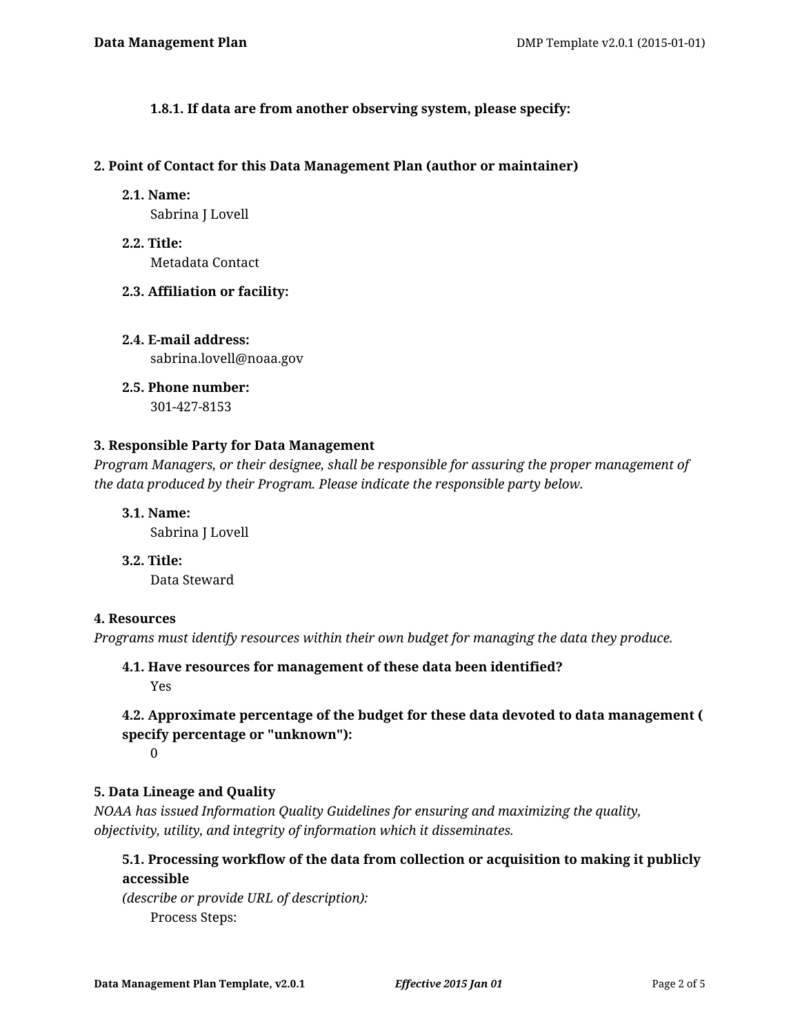#### 1.8.1. If data are from another observing system, please specify:

## 2. Point of Contact for this Data Management Plan (author or maintainer)

### 2.1. Name:
Sabrina J Lovell

### 2.2. Title:
Metadata Contact

### 2.3. Affiliation or facility:

### 2.4. E-mail address:
sabrina.lovell@noaa.gov

### 2.5. Phone number:
301-427-8153

## 3. Responsible Party for Data Management

*Program Managers, or their designee, shall be responsible for assuring the proper management of the data produced by their Program. Please indicate the responsible party below.*

### 3.1. Name:
Sabrina J Lovell

### 3.2. Title:
Data Steward

## 4. Resources

*Programs must identify resources within their own budget for managing the data they produce.*

### 4.1. Have resources for management of these data been identified?
Yes

### 4.2. Approximate percentage of the budget for these data devoted to data management ( specify percentage or "unknown"):
0

## 5. Data Lineage and Quality

*NOAA has issued Information Quality Guidelines for ensuring and maximizing the quality, objectivity, utility, and integrity of information which it disseminates.*

### 5.1. Processing workflow of the data from collection or acquisition to making it publicly accessible

*(describe or provide URL of description):*

Process Steps: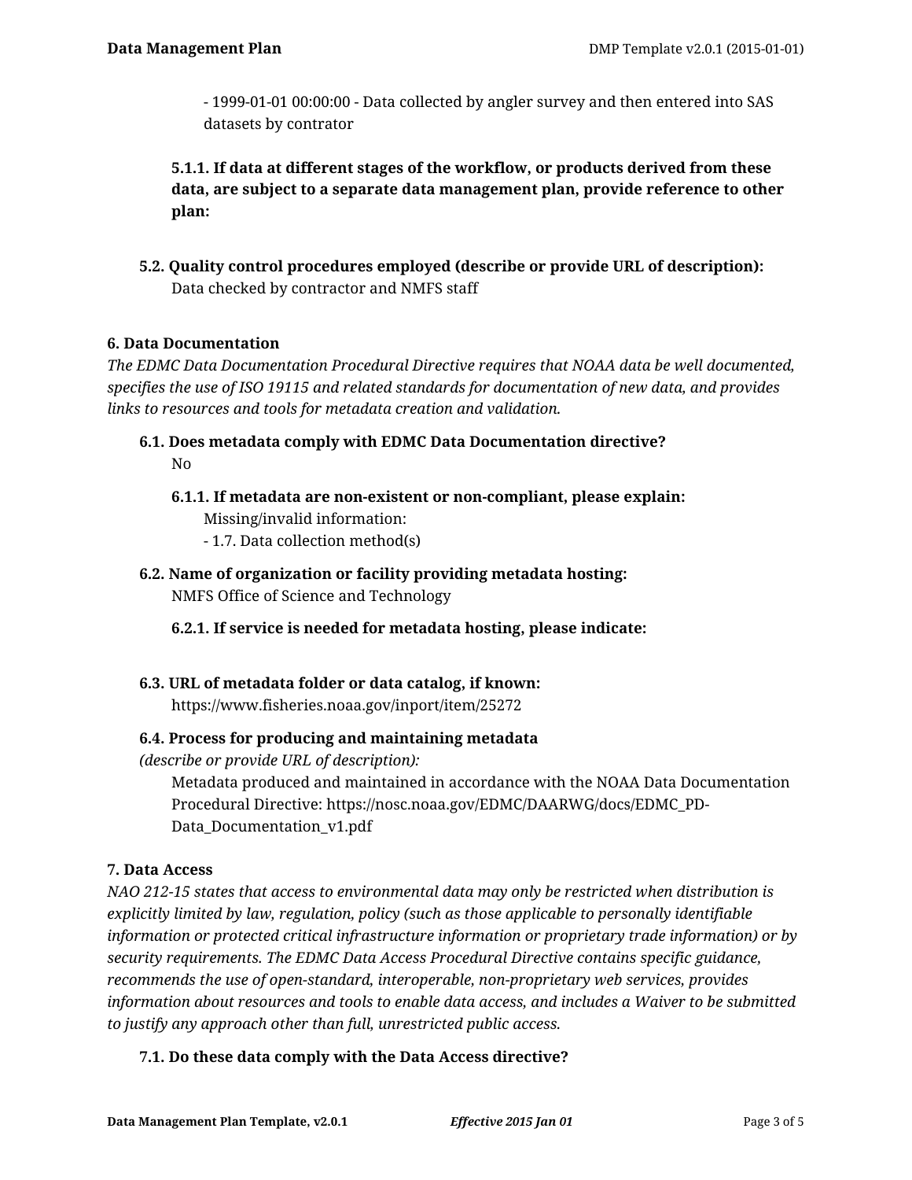- 1999-01-01 00:00:00 - Data collected by angler survey and then entered into SAS datasets by contrator

**5.1.1. If data at different stages of the workflow, or products derived from these data, are subject to a separate data management plan, provide reference to other plan:**

**5.2. Quality control procedures employed (describe or provide URL of description):**
Data checked by contractor and NMFS staff

**6. Data Documentation**

*The EDMC Data Documentation Procedural Directive requires that NOAA data be well documented, specifies the use of ISO 19115 and related standards for documentation of new data, and provides links to resources and tools for metadata creation and validation.*

**6.1. Does metadata comply with EDMC Data Documentation directive?**
No

**6.1.1. If metadata are non-existent or non-compliant, please explain:**
Missing/invalid information:
- 1.7. Data collection method(s)

**6.2. Name of organization or facility providing metadata hosting:**
NMFS Office of Science and Technology

**6.2.1. If service is needed for metadata hosting, please indicate:**

**6.3. URL of metadata folder or data catalog, if known:**
https://www.fisheries.noaa.gov/inport/item/25272

**6.4. Process for producing and maintaining metadata**
*(describe or provide URL of description):*
Metadata produced and maintained in accordance with the NOAA Data Documentation Procedural Directive: https://nosc.noaa.gov/EDMC/DAARWG/docs/EDMC_PD-Data_Documentation_v1.pdf

**7. Data Access**

*NAO 212-15 states that access to environmental data may only be restricted when distribution is explicitly limited by law, regulation, policy (such as those applicable to personally identifiable information or protected critical infrastructure information or proprietary trade information) or by security requirements. The EDMC Data Access Procedural Directive contains specific guidance, recommends the use of open-standard, interoperable, non-proprietary web services, provides information about resources and tools to enable data access, and includes a Waiver to be submitted to justify any approach other than full, unrestricted public access.*

**7.1. Do these data comply with the Data Access directive?**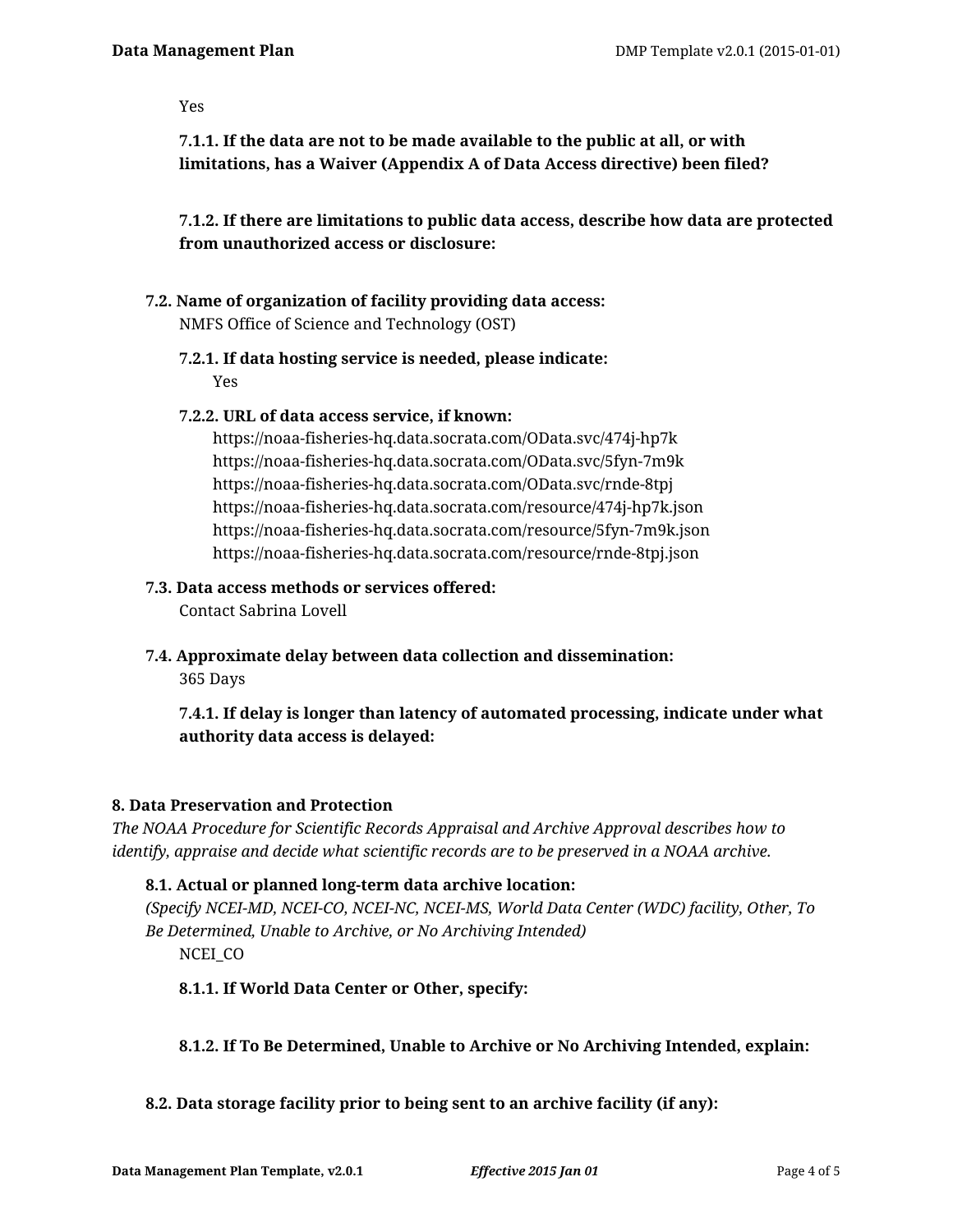Yes

**7.1.1. If the data are not to be made available to the public at all, or with limitations, has a Waiver (Appendix A of Data Access directive) been filed?**

**7.1.2. If there are limitations to public data access, describe how data are protected from unauthorized access or disclosure:**

**7.2. Name of organization of facility providing data access:**

NMFS Office of Science and Technology (OST)

**7.2.1. If data hosting service is needed, please indicate:**

Yes

**7.2.2. URL of data access service, if known:**

https://noaa-fisheries-hq.data.socrata.com/OData.svc/474j-hp7k
https://noaa-fisheries-hq.data.socrata.com/OData.svc/5fyn-7m9k
https://noaa-fisheries-hq.data.socrata.com/OData.svc/rnde-8tpj
https://noaa-fisheries-hq.data.socrata.com/resource/474j-hp7k.json
https://noaa-fisheries-hq.data.socrata.com/resource/5fyn-7m9k.json
https://noaa-fisheries-hq.data.socrata.com/resource/rnde-8tpj.json

**7.3. Data access methods or services offered:**

Contact Sabrina Lovell

**7.4. Approximate delay between data collection and dissemination:**

365 Days

**7.4.1. If delay is longer than latency of automated processing, indicate under what authority data access is delayed:**

## 8. Data Preservation and Protection

*The NOAA Procedure for Scientific Records Appraisal and Archive Approval describes how to identify, appraise and decide what scientific records are to be preserved in a NOAA archive.*

**8.1. Actual or planned long-term data archive location:**

*(Specify NCEI-MD, NCEI-CO, NCEI-NC, NCEI-MS, World Data Center (WDC) facility, Other, To Be Determined, Unable to Archive, or No Archiving Intended)*

NCEI_CO

**8.1.1. If World Data Center or Other, specify:**

**8.1.2. If To Be Determined, Unable to Archive or No Archiving Intended, explain:**

**8.2. Data storage facility prior to being sent to an archive facility (if any):**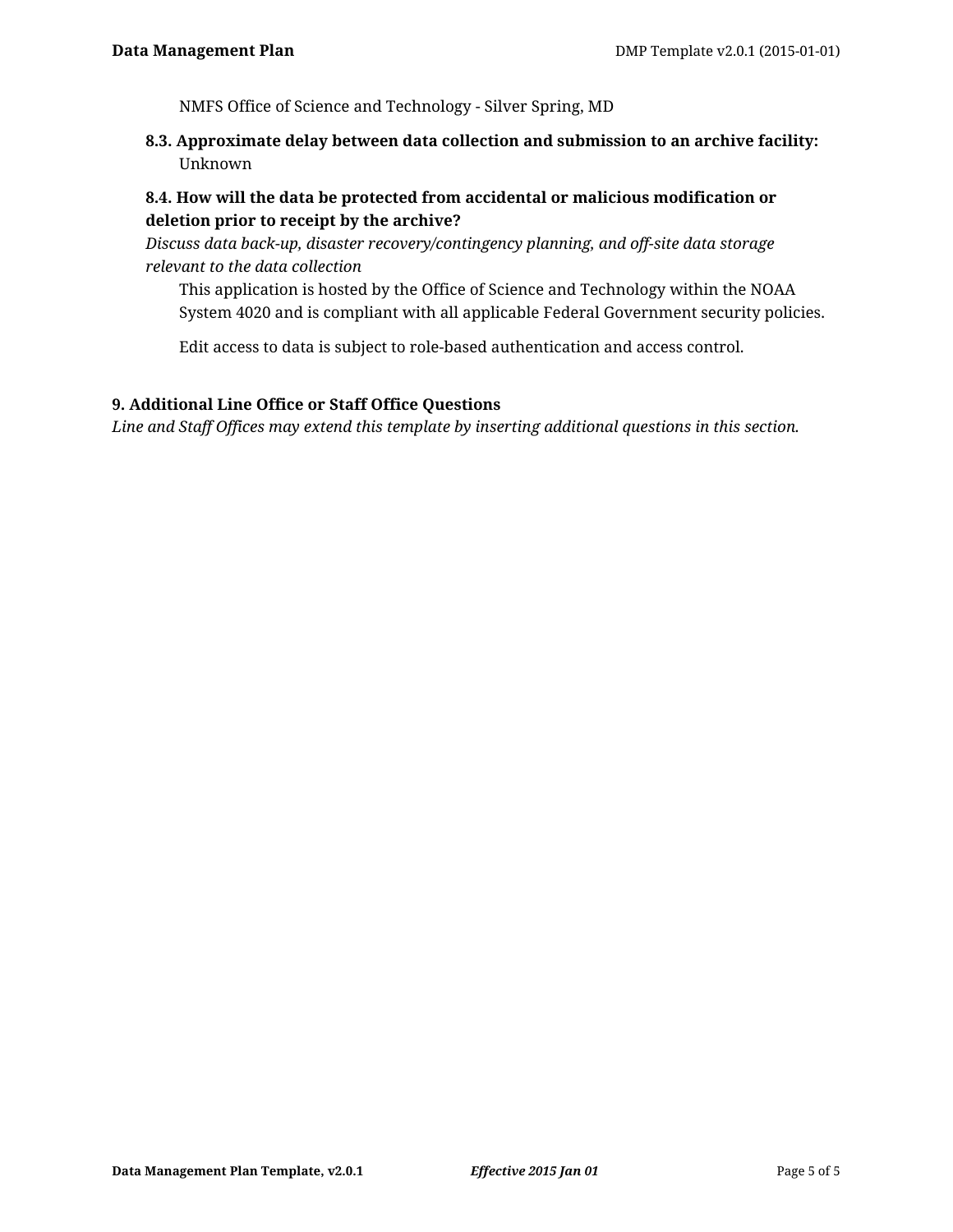NMFS Office of Science and Technology - Silver Spring, MD

### 8.3. Approximate delay between data collection and submission to an archive facility:

Unknown

### 8.4. How will the data be protected from accidental or malicious modification or deletion prior to receipt by the archive?

*Discuss data back-up, disaster recovery/contingency planning, and off-site data storage relevant to the data collection*

This application is hosted by the Office of Science and Technology within the NOAA System 4020 and is compliant with all applicable Federal Government security policies.

Edit access to data is subject to role-based authentication and access control.

## 9. Additional Line Office or Staff Office Questions

*Line and Staff Offices may extend this template by inserting additional questions in this section.*